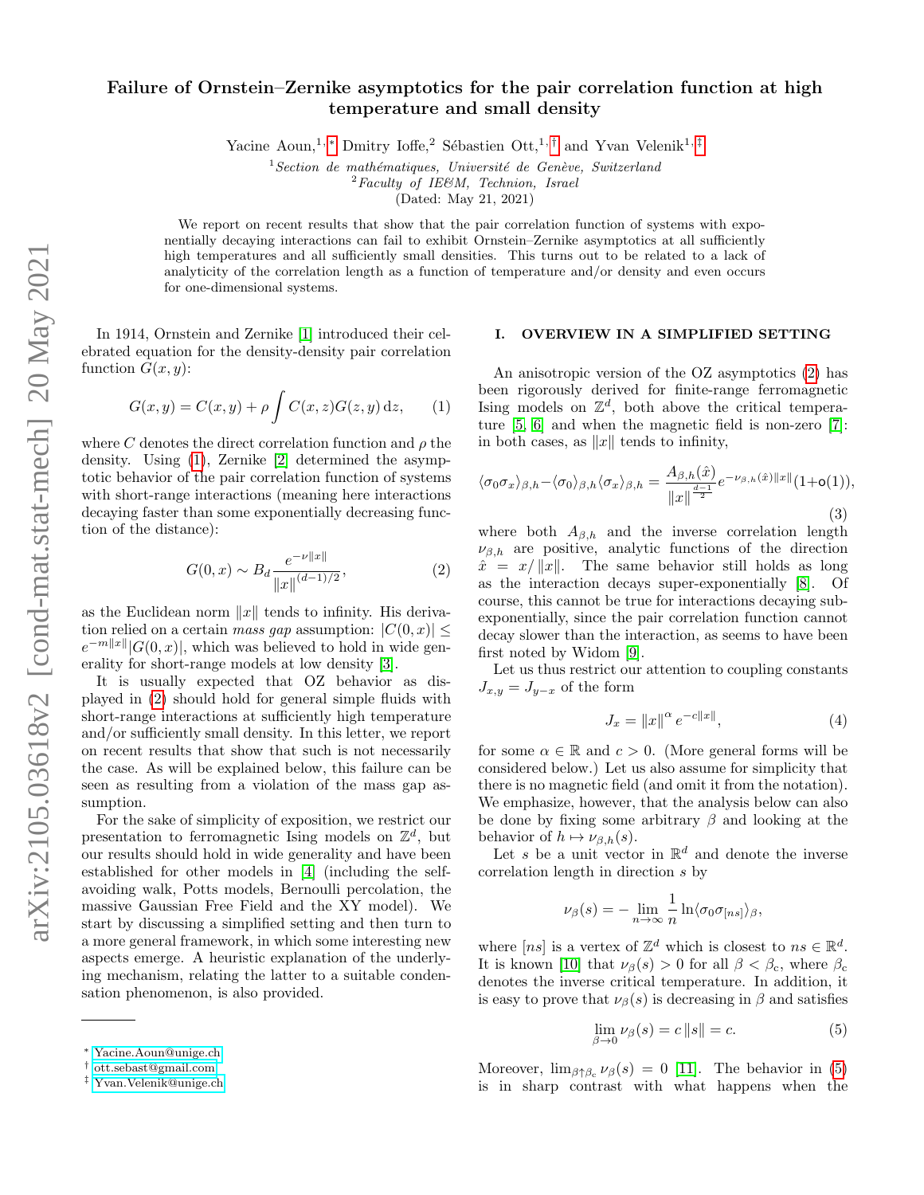# Failure of Ornstein–Zernike asymptotics for the pair correlation function at high temperature and small density

Yacine Aoun,[1,*] Dmitry Ioffe,[2] Sébastien Ott,[1,†] and Yvan Velenik[1,‡]

[1] *Section de mathématiques, Université de Genève, Switzerland*
[2] *Faculty of IE&M, Technion, Israel*

(Dated: May 21, 2021)

We report on recent results that show that the pair correlation function of systems with exponentially decaying interactions can fail to exhibit Ornstein–Zernike asymptotics at all sufficiently high temperatures and all sufficiently small densities. This turns out to be related to a lack of analyticity of the correlation length as a function of temperature and/or density and even occurs for one-dimensional systems.

In 1914, Ornstein and Zernike [1] introduced their celebrated equation for the density-density pair correlation function $G(x, y)$:

$$G(x,y) = C(x,y) + \rho \int C(x,z) G(z,y)\, \mathrm{d}z, \tag{1}$$

where $C$ denotes the direct correlation function and $\rho$ the density. Using (1), Zernike [2] determined the asymptotic behavior of the pair correlation function of systems with short-range interactions (meaning here interactions decaying faster than some exponentially decreasing function of the distance):

$$G(0,x) \sim B_d \frac{e^{-\nu\|x\|}}{\|x\|^{(d-1)/2}}, \tag{2}$$

as the Euclidean norm $\|x\|$ tends to infinity. His derivation relied on a certain *mass gap* assumption: $|C(0,x)| \leq e^{-m\|x\|}|G(0,x)|$, which was believed to hold in wide generality for short-range models at low density [3].

It is usually expected that OZ behavior as displayed in (2) should hold for general simple fluids with short-range interactions at sufficiently high temperature and/or sufficiently small density. In this letter, we report on recent results that show that such is not necessarily the case. As will be explained below, this failure can be seen as resulting from a violation of the mass gap assumption.

For the sake of simplicity of exposition, we restrict our presentation to ferromagnetic Ising models on $\mathbb{Z}^d$, but our results should hold in wide generality and have been established for other models in [4] (including the self-avoiding walk, Potts models, Bernoulli percolation, the massive Gaussian Free Field and the XY model). We start by discussing a simplified setting and then turn to a more general framework, in which some interesting new aspects emerge. A heuristic explanation of the underlying mechanism, relating the latter to a suitable condensation phenomenon, is also provided.

## I. OVERVIEW IN A SIMPLIFIED SETTING

An anisotropic version of the OZ asymptotics (2) has been rigorously derived for finite-range ferromagnetic Ising models on $\mathbb{Z}^d$, both above the critical temperature [5, 6] and when the magnetic field is non-zero [7]: in both cases, as $\|x\|$ tends to infinity,

$$\langle\sigma_0\sigma_x\rangle_{\beta,h} - \langle\sigma_0\rangle_{\beta,h}\langle\sigma_x\rangle_{\beta,h} = \frac{A_{\beta,h}(\hat{x})}{\|x\|^{\frac{d-1}{2}}} e^{-\nu_{\beta,h}(\hat{x})\|x\|}(1+\mathsf{o}(1)), \tag{3}$$

where both $A_{\beta,h}$ and the inverse correlation length $\nu_{\beta,h}$ are positive, analytic functions of the direction $\hat{x} = x/\|x\|$. The same behavior still holds as long as the interaction decays super-exponentially [8]. Of course, this cannot be true for interactions decaying sub-exponentially, since the pair correlation function cannot decay slower than the interaction, as seems to have been first noted by Widom [9].

Let us thus restrict our attention to coupling constants $J_{x,y} = J_{y-x}$ of the form

$$J_x = \|x\|^{\alpha} e^{-c\|x\|}, \tag{4}$$

for some $\alpha \in \mathbb{R}$ and $c > 0$. (More general forms will be considered below.) Let us also assume for simplicity that there is no magnetic field (and omit it from the notation). We emphasize, however, that the analysis below can also be done by fixing some arbitrary $\beta$ and looking at the behavior of $h \mapsto \nu_{\beta,h}(s)$.

Let $s$ be a unit vector in $\mathbb{R}^d$ and denote the inverse correlation length in direction $s$ by

$$\nu_\beta(s) = -\lim_{n\to\infty} \frac{1}{n} \ln\langle\sigma_0\sigma_{[ns]}\rangle_\beta,$$

where $[ns]$ is a vertex of $\mathbb{Z}^d$ which is closest to $ns \in \mathbb{R}^d$. It is known [10] that $\nu_\beta(s) > 0$ for all $\beta < \beta_c$, where $\beta_c$ denotes the inverse critical temperature. In addition, it is easy to prove that $\nu_\beta(s)$ is decreasing in $\beta$ and satisfies

$$\lim_{\beta\to 0} \nu_\beta(s) = c\,\|s\| = c. \tag{5}$$

Moreover, $\lim_{\beta\uparrow\beta_c} \nu_\beta(s) = 0$ [11]. The behavior in (5) is in sharp contrast with what happens when the

---

* Yacine.Aoun@unige.ch
† ott.sebast@gmail.com
‡ Yvan.Velenik@unige.ch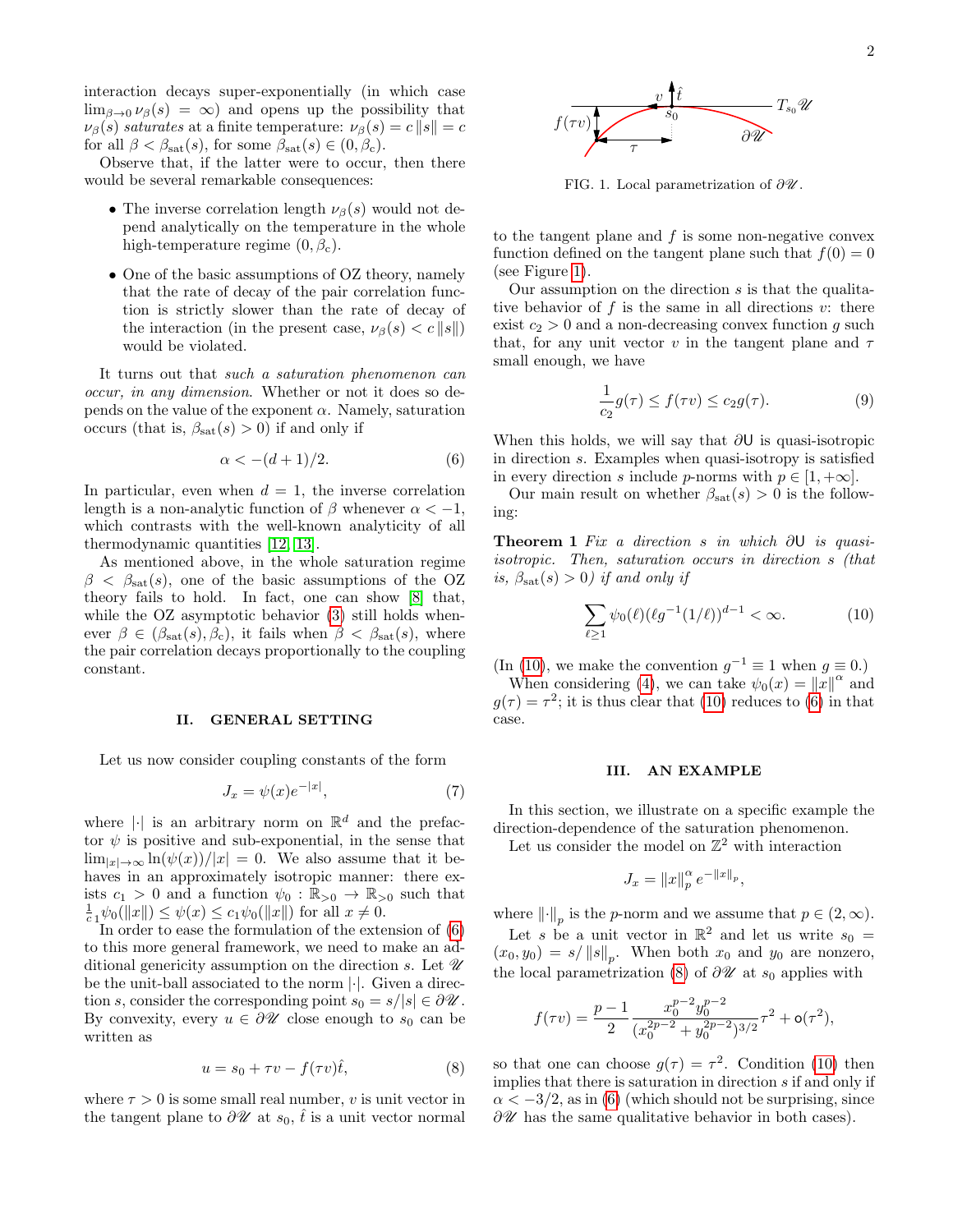interaction decays super-exponentially (in which case $\lim_{\beta\to 0}\nu_\beta(s) = \infty$) and opens up the possibility that $\nu_\beta(s)$ *saturates* at a finite temperature: $\nu_\beta(s) = c\,\|s\| = c$ for all $\beta < \beta_{\rm sat}(s)$, for some $\beta_{\rm sat}(s) \in (0, \beta_{\rm c})$.

Observe that, if the latter were to occur, then there would be several remarkable consequences:

- The inverse correlation length $\nu_\beta(s)$ would not depend analytically on the temperature in the whole high-temperature regime $(0, \beta_{\rm c})$.
- One of the basic assumptions of OZ theory, namely that the rate of decay of the pair correlation function is strictly slower than the rate of decay of the interaction (in the present case, $\nu_\beta(s) < c\,\|s\|$) would be violated.

It turns out that *such a saturation phenomenon can occur, in any dimension*. Whether or not it does so depends on the value of the exponent $\alpha$. Namely, saturation occurs (that is, $\beta_{\rm sat}(s) > 0$) if and only if

$$\alpha < -(d+1)/2. \tag{6}$$

In particular, even when $d = 1$, the inverse correlation length is a non-analytic function of $\beta$ whenever $\alpha < -1$, which contrasts with the well-known analyticity of all thermodynamic quantities [12, 13].

As mentioned above, in the whole saturation regime $\beta < \beta_{\rm sat}(s)$, one of the basic assumptions of the OZ theory fails to hold. In fact, one can show [8] that, while the OZ asymptotic behavior (3) still holds whenever $\beta \in (\beta_{\rm sat}(s), \beta_{\rm c})$, it fails when $\beta < \beta_{\rm sat}(s)$, where the pair correlation decays proportionally to the coupling constant.

## II. GENERAL SETTING

Let us now consider coupling constants of the form

$$J_x = \psi(x) e^{-|x|}, \tag{7}$$

where $|\cdot|$ is an arbitrary norm on $\mathbb{R}^d$ and the prefactor $\psi$ is positive and sub-exponential, in the sense that $\lim_{|x|\to\infty} \ln(\psi(x))/|x| = 0$. We also assume that it behaves in an approximately isotropic manner: there exists $c_1 > 0$ and a function $\psi_0 : \mathbb{R}_{>0} \to \mathbb{R}_{>0}$ such that $\frac{1}{c_1}\psi_0(\|x\|) \le \psi(x) \le c_1\psi_0(\|x\|)$ for all $x \neq 0$.

In order to ease the formulation of the extension of (6) to this more general framework, we need to make an additional genericity assumption on the direction $s$. Let $\mathscr{U}$ be the unit-ball associated to the norm $|\cdot|$. Given a direction $s$, consider the corresponding point $s_0 = s/|s| \in \partial\mathscr{U}$. By convexity, every $u \in \partial\mathscr{U}$ close enough to $s_0$ can be written as

$$u = s_0 + \tau v - f(\tau v)\hat{t}, \tag{8}$$

where $\tau > 0$ is some small real number, $v$ is unit vector in the tangent plane to $\partial\mathscr{U}$ at $s_0$, $\hat{t}$ is a unit vector normal to the tangent plane and $f$ is some non-negative convex function defined on the tangent plane such that $f(0) = 0$ (see Figure 1).

FIG. 1. Local parametrization of $\partial\mathscr{U}$.

Our assumption on the direction $s$ is that the qualitative behavior of $f$ is the same in all directions $v$: there exist $c_2 > 0$ and a non-decreasing convex function $g$ such that, for any unit vector $v$ in the tangent plane and $\tau$ small enough, we have

$$\frac{1}{c_2} g(\tau) \le f(\tau v) \le c_2 g(\tau). \tag{9}$$

When this holds, we will say that $\partial\mathsf{U}$ is quasi-isotropic in direction $s$. Examples when quasi-isotropy is satisfied in every direction $s$ include $p$-norms with $p \in [1, +\infty]$.

Our main result on whether $\beta_{\rm sat}(s) > 0$ is the following:

**Theorem 1** *Fix a direction $s$ in which $\partial\mathsf{U}$ is quasi-isotropic. Then, saturation occurs in direction $s$ (that is, $\beta_{\rm sat}(s) > 0$) if and only if*

$$\sum_{\ell \ge 1} \psi_0(\ell)(\ell g^{-1}(1/\ell))^{d-1} < \infty. \tag{10}$$

(In (10), we make the convention $g^{-1} \equiv 1$ when $g \equiv 0$.)

When considering (4), we can take $\psi_0(x) = \|x\|^\alpha$ and $g(\tau) = \tau^2$; it is thus clear that (10) reduces to (6) in that case.

## III. AN EXAMPLE

In this section, we illustrate on a specific example the direction-dependence of the saturation phenomenon.

Let us consider the model on $\mathbb{Z}^2$ with interaction

$$J_x = \|x\|_p^\alpha \, e^{-\|x\|_p},$$

where $\|\cdot\|_p$ is the $p$-norm and we assume that $p \in (2, \infty)$.

Let $s$ be a unit vector in $\mathbb{R}^2$ and let us write $s_0 = (x_0, y_0) = s/\|s\|_p$. When both $x_0$ and $y_0$ are nonzero, the local parametrization (8) of $\partial\mathscr{U}$ at $s_0$ applies with

$$f(\tau v) = \frac{p-1}{2}\,\frac{x_0^{p-2} y_0^{p-2}}{(x_0^{2p-2} + y_0^{2p-2})^{3/2}}\tau^2 + \mathsf{o}(\tau^2),$$

so that one can choose $g(\tau) = \tau^2$. Condition (10) then implies that there is saturation in direction $s$ if and only if $\alpha < -3/2$, as in (6) (which should not be surprising, since $\partial\mathscr{U}$ has the same qualitative behavior in both cases).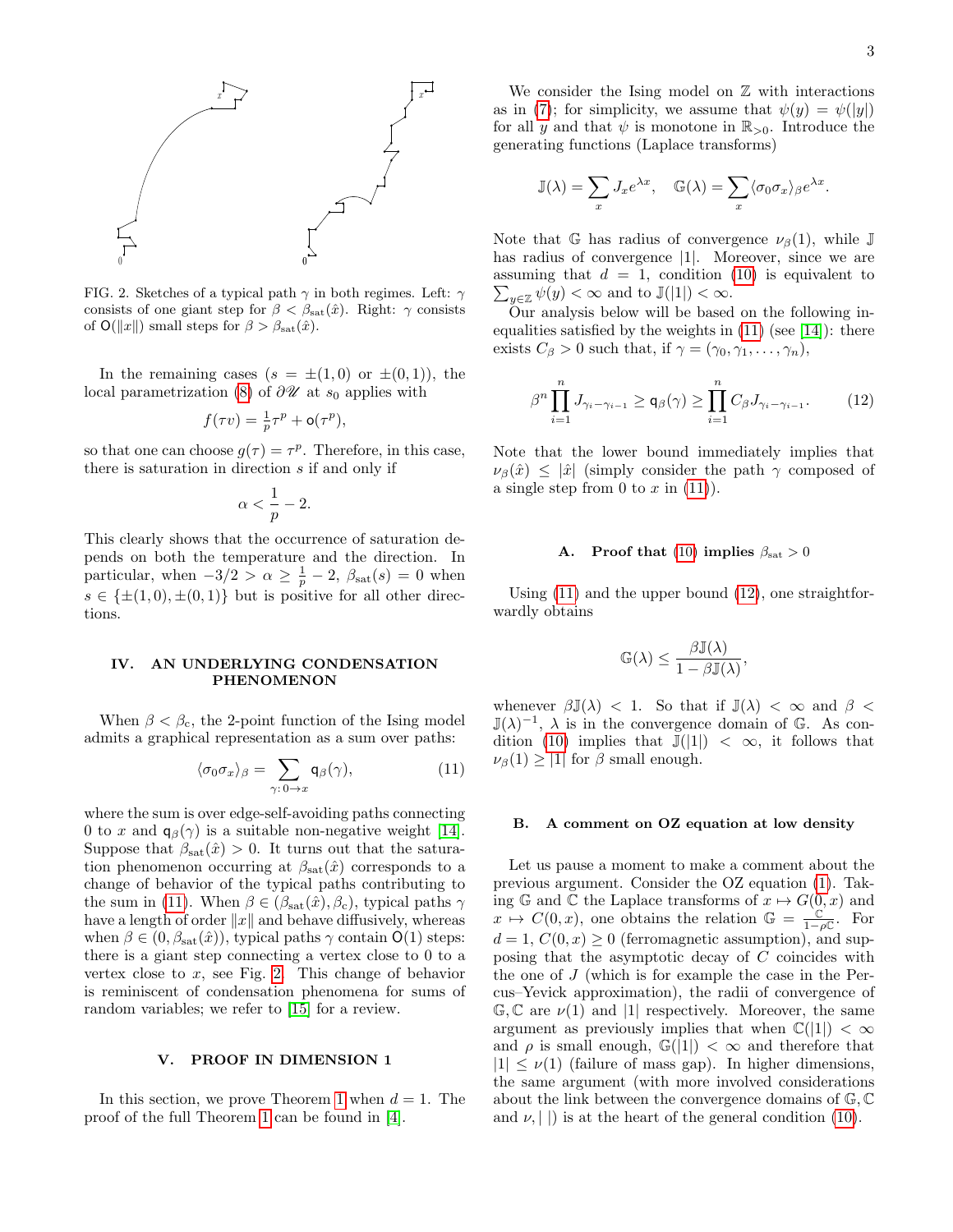FIG. 2. Sketches of a typical path $\gamma$ in both regimes. Left: $\gamma$ consists of one giant step for $\beta < \beta_{\rm sat}(\hat{x})$. Right: $\gamma$ consists of $\mathsf{O}(\|x\|)$ small steps for $\beta > \beta_{\rm sat}(\hat{x})$.

In the remaining cases ($s = \pm(1,0)$ or $\pm(0,1)$), the local parametrization (8) of $\partial\mathscr{U}$ at $s_0$ applies with

$$f(\tau v) = \tfrac{1}{p}\tau^p + \mathsf{o}(\tau^p),$$

so that one can choose $g(\tau) = \tau^p$. Therefore, in this case, there is saturation in direction $s$ if and only if

$$\alpha < \frac{1}{p} - 2.$$

This clearly shows that the occurrence of saturation depends on both the temperature and the direction. In particular, when $-3/2 > \alpha \geq \frac{1}{p} - 2$, $\beta_{\rm sat}(s) = 0$ when $s \in \{\pm(1,0), \pm(0,1)\}$ but is positive for all other directions.

## IV. AN UNDERLYING CONDENSATION PHENOMENON

When $\beta < \beta_{\rm c}$, the 2-point function of the Ising model admits a graphical representation as a sum over paths:

$$\langle \sigma_0 \sigma_x \rangle_\beta = \sum_{\gamma:\, 0 \to x} \mathsf{q}_\beta(\gamma), \tag{11}$$

where the sum is over edge-self-avoiding paths connecting 0 to $x$ and $\mathsf{q}_\beta(\gamma)$ is a suitable non-negative weight [14]. Suppose that $\beta_{\rm sat}(\hat{x}) > 0$. It turns out that the saturation phenomenon occurring at $\beta_{\rm sat}(\hat{x})$ corresponds to a change of behavior of the typical paths contributing to the sum in (11). When $\beta \in (\beta_{\rm sat}(\hat{x}), \beta_{\rm c})$, typical paths $\gamma$ have a length of order $\|x\|$ and behave diffusively, whereas when $\beta \in (0, \beta_{\rm sat}(\hat{x}))$, typical paths $\gamma$ contain $\mathsf{O}(1)$ steps: there is a giant step connecting a vertex close to 0 to a vertex close to $x$, see Fig. 2. This change of behavior is reminiscent of condensation phenomena for sums of random variables; we refer to [15] for a review.

## V. PROOF IN DIMENSION 1

In this section, we prove Theorem 1 when $d = 1$. The proof of the full Theorem 1 can be found in [4].

We consider the Ising model on $\mathbb{Z}$ with interactions as in (7); for simplicity, we assume that $\psi(y) = \psi(|y|)$ for all $y$ and that $\psi$ is monotone in $\mathbb{R}_{>0}$. Introduce the generating functions (Laplace transforms)

$$\mathbb{J}(\lambda) = \sum_x J_x e^{\lambda x}, \quad \mathbb{G}(\lambda) = \sum_x \langle \sigma_0 \sigma_x \rangle_\beta e^{\lambda x}.$$

Note that $\mathbb{G}$ has radius of convergence $\nu_\beta(1)$, while $\mathbb{J}$ has radius of convergence $|1|$. Moreover, since we are assuming that $d = 1$, condition (10) is equivalent to $\sum_{y \in \mathbb{Z}} \psi(y) < \infty$ and to $\mathbb{J}(|1|) < \infty$.

Our analysis below will be based on the following inequalities satisfied by the weights in (11) (see [14]): there exists $C_\beta > 0$ such that, if $\gamma = (\gamma_0, \gamma_1, \ldots, \gamma_n)$,

$$\beta^n \prod_{i=1}^n J_{\gamma_i - \gamma_{i-1}} \geq \mathsf{q}_\beta(\gamma) \geq \prod_{i=1}^n C_\beta J_{\gamma_i - \gamma_{i-1}}. \tag{12}$$

Note that the lower bound immediately implies that $\nu_\beta(\hat{x}) \leq |\hat{x}|$ (simply consider the path $\gamma$ composed of a single step from 0 to $x$ in (11)).

### A. Proof that (10) implies $\beta_{\rm sat} > 0$

Using (11) and the upper bound (12), one straightforwardly obtains

$$\mathbb{G}(\lambda) \leq \frac{\beta \mathbb{J}(\lambda)}{1 - \beta \mathbb{J}(\lambda)},$$

whenever $\beta \mathbb{J}(\lambda) < 1$. So that if $\mathbb{J}(\lambda) < \infty$ and $\beta < \mathbb{J}(\lambda)^{-1}$, $\lambda$ is in the convergence domain of $\mathbb{G}$. As condition (10) implies that $\mathbb{J}(|1|) < \infty$, it follows that $\nu_\beta(1) \geq |1|$ for $\beta$ small enough.

### B. A comment on OZ equation at low density

Let us pause a moment to make a comment about the previous argument. Consider the OZ equation (1). Taking $\mathbb{G}$ and $\mathbb{C}$ the Laplace transforms of $x \mapsto G(0,x)$ and $x \mapsto C(0,x)$, one obtains the relation $\mathbb{G} = \frac{\mathbb{C}}{1 - \rho\mathbb{C}}$. For $d = 1$, $C(0,x) \geq 0$ (ferromagnetic assumption), and supposing that the asymptotic decay of $C$ coincides with the one of $J$ (which is for example the case in the Percus–Yevick approximation), the radii of convergence of $\mathbb{G}, \mathbb{C}$ are $\nu(1)$ and $|1|$ respectively. Moreover, the same argument as previously implies that when $\mathbb{C}(|1|) < \infty$ and $\rho$ is small enough, $\mathbb{G}(|1|) < \infty$ and therefore that $|1| \leq \nu(1)$ (failure of mass gap). In higher dimensions, the same argument (with more involved considerations about the link between the convergence domains of $\mathbb{G}, \mathbb{C}$ and $\nu, |\ |$) is at the heart of the general condition (10).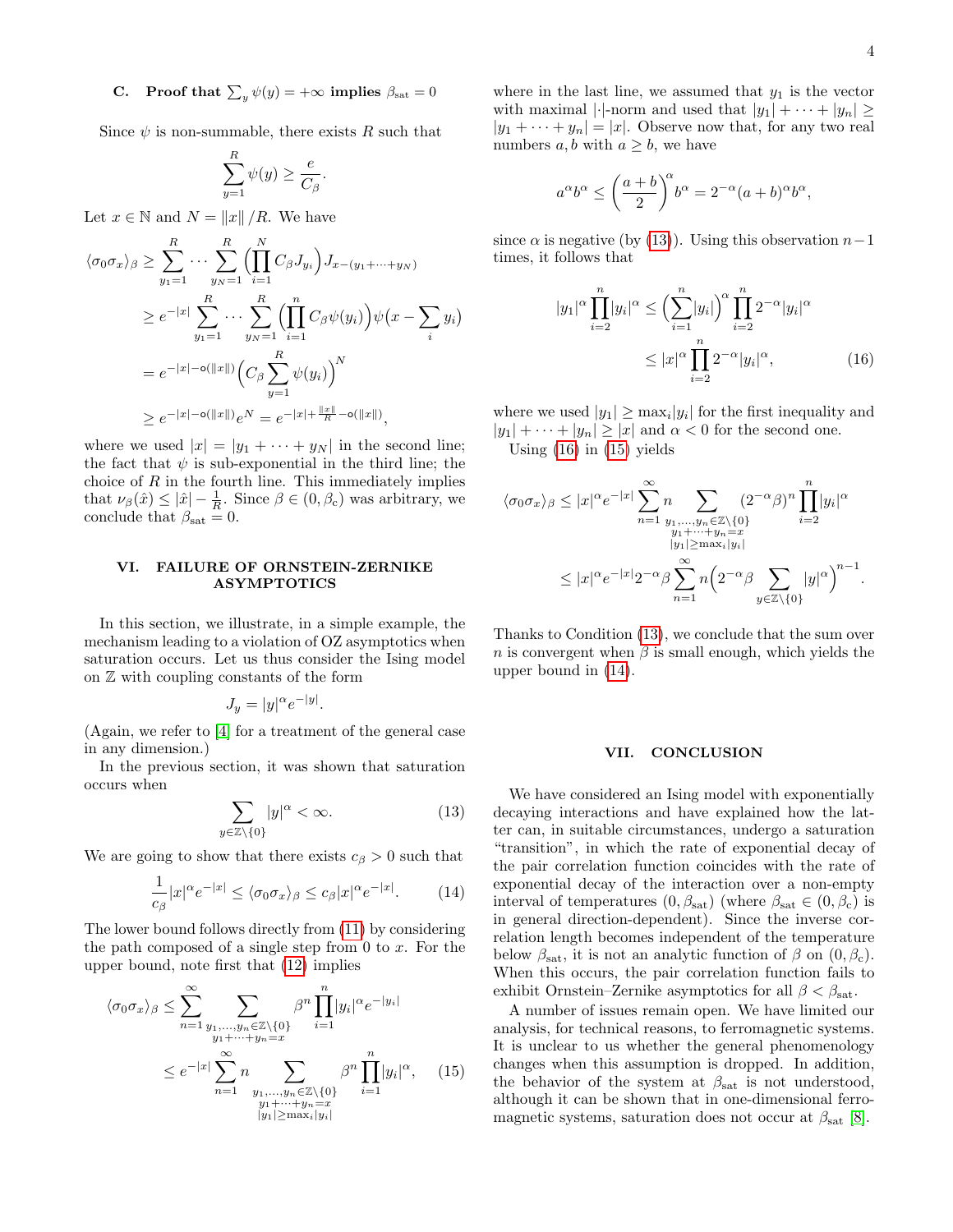### C. Proof that $\sum_y \psi(y) = +\infty$ implies $\beta_{\text{sat}} = 0$

Since $\psi$ is non-summable, there exists $R$ such that

$$\sum_{y=1}^{R} \psi(y) \geq \frac{e}{C_\beta}.$$

Let $x \in \mathbb{N}$ and $N = \|x\|/R$. We have

$$\begin{aligned}
\langle \sigma_0 \sigma_x \rangle_\beta &\geq \sum_{y_1=1}^{R} \cdots \sum_{y_N=1}^{R} \Big( \prod_{i=1}^{N} C_\beta J_{y_i} \Big) J_{x-(y_1+\cdots+y_N)} \\
&\geq e^{-|x|} \sum_{y_1=1}^{R} \cdots \sum_{y_N=1}^{R} \Big( \prod_{i=1}^{n} C_\beta \psi(y_i) \Big) \psi\big(x - \sum_i y_i\big) \\
&= e^{-|x| - \mathsf{o}(\|x\|)} \Big( C_\beta \sum_{y=1}^{R} \psi(y_i) \Big)^N \\
&\geq e^{-|x| - \mathsf{o}(\|x\|)} e^N = e^{-|x| + \frac{\|x\|}{R} - \mathsf{o}(\|x\|)},
\end{aligned}$$

where we used $|x| = |y_1 + \cdots + y_N|$ in the second line; the fact that $\psi$ is sub-exponential in the third line; the choice of $R$ in the fourth line. This immediately implies that $\nu_\beta(\hat{x}) \leq |\hat{x}| - \frac{1}{R}$. Since $\beta \in (0, \beta_c)$ was arbitrary, we conclude that $\beta_{\text{sat}} = 0$.

## VI. FAILURE OF ORNSTEIN-ZERNIKE ASYMPTOTICS

In this section, we illustrate, in a simple example, the mechanism leading to a violation of OZ asymptotics when saturation occurs. Let us thus consider the Ising model on $\mathbb{Z}$ with coupling constants of the form

$$J_y = |y|^\alpha e^{-|y|}.$$

(Again, we refer to [4] for a treatment of the general case in any dimension.)

In the previous section, it was shown that saturation occurs when

$$\sum_{y \in \mathbb{Z} \setminus \{0\}} |y|^\alpha < \infty. \tag{13}$$

We are going to show that there exists $c_\beta > 0$ such that

$$\frac{1}{c_\beta} |x|^\alpha e^{-|x|} \leq \langle \sigma_0 \sigma_x \rangle_\beta \leq c_\beta |x|^\alpha e^{-|x|}. \tag{14}$$

The lower bound follows directly from (11) by considering the path composed of a single step from 0 to $x$. For the upper bound, note first that (12) implies

$$\begin{aligned}
\langle \sigma_0 \sigma_x \rangle_\beta &\leq \sum_{n=1}^{\infty} \sum_{\substack{y_1, \ldots, y_n \in \mathbb{Z} \setminus \{0\} \\ y_1 + \cdots + y_n = x}} \beta^n \prod_{i=1}^{n} |y_i|^\alpha e^{-|y_i|} \\
&\leq e^{-|x|} \sum_{n=1}^{\infty} n \sum_{\substack{y_1, \ldots, y_n \in \mathbb{Z} \setminus \{0\} \\ y_1 + \cdots + y_n = x \\ |y_1| \geq \max_i |y_i|}} \beta^n \prod_{i=1}^{n} |y_i|^\alpha,
\end{aligned} \tag{15}$$

where in the last line, we assumed that $y_1$ is the vector with maximal $|\cdot|$-norm and used that $|y_1| + \cdots + |y_n| \geq |y_1 + \cdots + y_n| = |x|$. Observe now that, for any two real numbers $a, b$ with $a \geq b$, we have

$$a^\alpha b^\alpha \leq \Big( \frac{a+b}{2} \Big)^\alpha b^\alpha = 2^{-\alpha} (a+b)^\alpha b^\alpha,$$

since $\alpha$ is negative (by (13)). Using this observation $n-1$ times, it follows that

$$\begin{aligned}
|y_1|^\alpha \prod_{i=2}^{n} |y_i|^\alpha &\leq \Big( \sum_{i=1}^{n} |y_i| \Big)^\alpha \prod_{i=2}^{n} 2^{-\alpha} |y_i|^\alpha \\
&\leq |x|^\alpha \prod_{i=2}^{n} 2^{-\alpha} |y_i|^\alpha,
\end{aligned} \tag{16}$$

where we used $|y_1| \geq \max_i |y_i|$ for the first inequality and $|y_1| + \cdots + |y_n| \geq |x|$ and $\alpha < 0$ for the second one.

Using (16) in (15) yields

$$\begin{aligned}
\langle \sigma_0 \sigma_x \rangle_\beta &\leq |x|^\alpha e^{-|x|} \sum_{n=1}^{\infty} n \sum_{\substack{y_1, \ldots, y_n \in \mathbb{Z} \setminus \{0\} \\ y_1 + \cdots + y_n = x \\ |y_1| \geq \max_i |y_i|}} (2^{-\alpha} \beta)^n \prod_{i=2}^{n} |y_i|^\alpha \\
&\leq |x|^\alpha e^{-|x|} 2^{-\alpha} \beta \sum_{n=1}^{\infty} n \Big( 2^{-\alpha} \beta \sum_{y \in \mathbb{Z} \setminus \{0\}} |y|^\alpha \Big)^{n-1}.
\end{aligned}$$

Thanks to Condition (13), we conclude that the sum over $n$ is convergent when $\beta$ is small enough, which yields the upper bound in (14).

## VII. CONCLUSION

We have considered an Ising model with exponentially decaying interactions and have explained how the latter can, in suitable circumstances, undergo a saturation "transition", in which the rate of exponential decay of the pair correlation function coincides with the rate of exponential decay of the interaction over a non-empty interval of temperatures $(0, \beta_{\text{sat}})$ (where $\beta_{\text{sat}} \in (0, \beta_c)$ is in general direction-dependent). Since the inverse correlation length becomes independent of the temperature below $\beta_{\text{sat}}$, it is not an analytic function of $\beta$ on $(0, \beta_c)$. When this occurs, the pair correlation function fails to exhibit Ornstein–Zernike asymptotics for all $\beta < \beta_{\text{sat}}$.

A number of issues remain open. We have limited our analysis, for technical reasons, to ferromagnetic systems. It is unclear to us whether the general phenomenology changes when this assumption is dropped. In addition, the behavior of the system at $\beta_{\text{sat}}$ is not understood, although it can be shown that in one-dimensional ferromagnetic systems, saturation does not occur at $\beta_{\text{sat}}$ [8].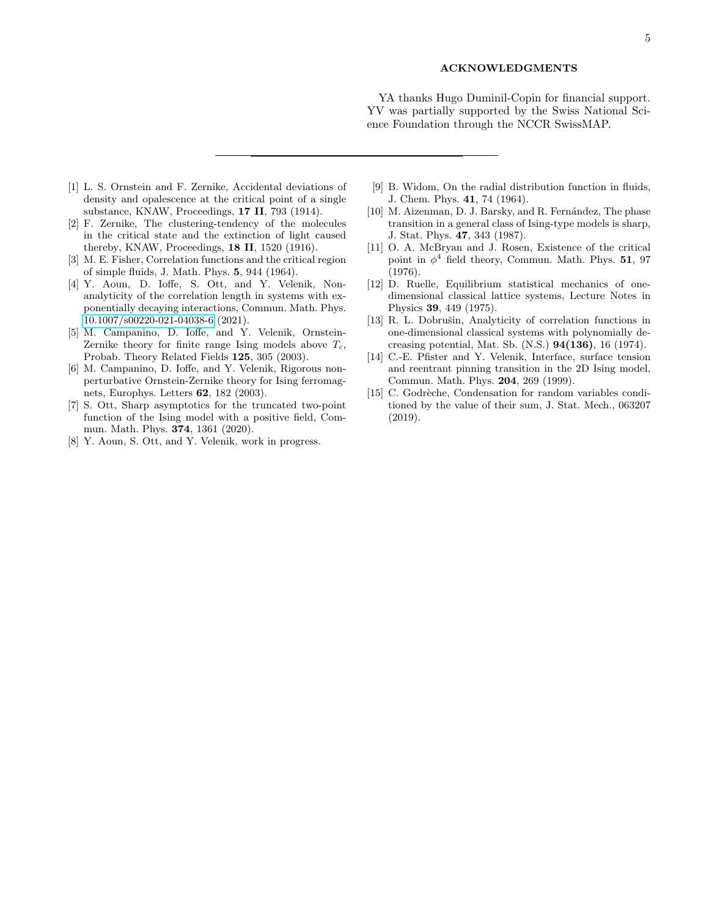## ACKNOWLEDGMENTS

YA thanks Hugo Duminil-Copin for financial support. YV was partially supported by the Swiss National Science Foundation through the NCCR SwissMAP.

---

[1] L. S. Ornstein and F. Zernike, Accidental deviations of density and opalescence at the critical point of a single substance, KNAW, Proceedings, **17 II**, 793 (1914).

[2] F. Zernike, The clustering-tendency of the molecules in the critical state and the extinction of light caused thereby, KNAW, Proceedings, **18 II**, 1520 (1916).

[3] M. E. Fisher, Correlation functions and the critical region of simple fluids, J. Math. Phys. **5**, 944 (1964).

[4] Y. Aoun, D. Ioffe, S. Ott, and Y. Velenik, Non-analyticity of the correlation length in systems with exponentially decaying interactions, Commun. Math. Phys. 10.1007/s00220-021-04038-6 (2021).

[5] M. Campanino, D. Ioffe, and Y. Velenik, Ornstein-Zernike theory for finite range Ising models above $T_c$, Probab. Theory Related Fields **125**, 305 (2003).

[6] M. Campanino, D. Ioffe, and Y. Velenik, Rigorous non-perturbative Ornstein-Zernike theory for Ising ferromagnets, Europhys. Letters **62**, 182 (2003).

[7] S. Ott, Sharp asymptotics for the truncated two-point function of the Ising model with a positive field, Commun. Math. Phys. **374**, 1361 (2020).

[8] Y. Aoun, S. Ott, and Y. Velenik, work in progress.

[9] B. Widom, On the radial distribution function in fluids, J. Chem. Phys. **41**, 74 (1964).

[10] M. Aizenman, D. J. Barsky, and R. Fernández, The phase transition in a general class of Ising-type models is sharp, J. Stat. Phys. **47**, 343 (1987).

[11] O. A. McBryan and J. Rosen, Existence of the critical point in $\phi^4$ field theory, Commun. Math. Phys. **51**, 97 (1976).

[12] D. Ruelle, Equilibrium statistical mechanics of one-dimensional classical lattice systems, Lecture Notes in Physics **39**, 449 (1975).

[13] R. L. Dobrušin, Analyticity of correlation functions in one-dimensional classical systems with polynomially decreasing potential, Mat. Sb. (N.S.) **94(136)**, 16 (1974).

[14] C.-E. Pfister and Y. Velenik, Interface, surface tension and reentrant pinning transition in the 2D Ising model, Commun. Math. Phys. **204**, 269 (1999).

[15] C. Godrèche, Condensation for random variables conditioned by the value of their sum, J. Stat. Mech., 063207 (2019).